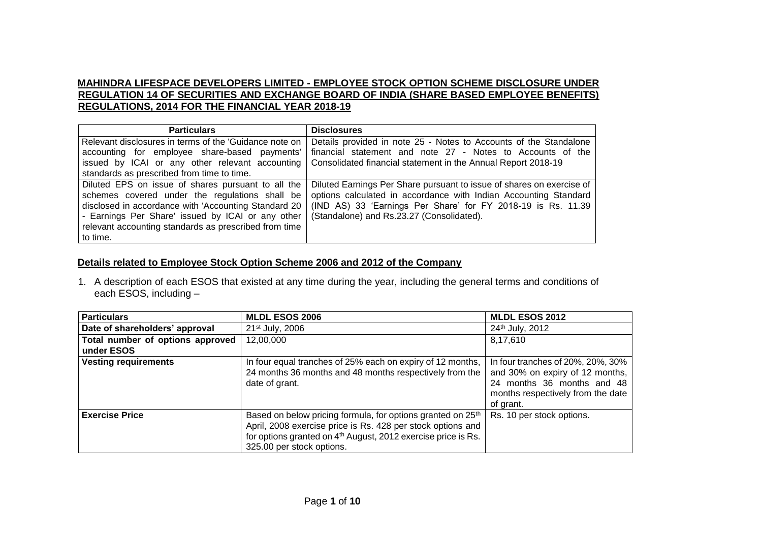**MAHINDRA LIFESPACE DEVELOPERS LIMITED - EMPLOYEE STOCK OPTION SCHEME DISCLOSURE UNDER REGULATION 14 OF SECURITIES AND EXCHANGE BOARD OF INDIA (SHARE BASED EMPLOYEE BENEFITS) REGULATIONS, 2014 FOR THE FINANCIAL YEAR 2018-19**

| Particulars | Disclosures |
|---|---|
| Relevant disclosures in terms of the 'Guidance note on accounting for employee share-based payments' issued by ICAI or any other relevant accounting standards as prescribed from time to time. | Details provided in note 25 - Notes to Accounts of the Standalone financial statement and note 27 - Notes to Accounts of the Consolidated financial statement in the Annual Report 2018-19 |
| Diluted EPS on issue of shares pursuant to all the schemes covered under the regulations shall be disclosed in accordance with 'Accounting Standard 20 - Earnings Per Share' issued by ICAI or any other relevant accounting standards as prescribed from time to time. | Diluted Earnings Per Share pursuant to issue of shares on exercise of options calculated in accordance with Indian Accounting Standard (IND AS) 33 'Earnings Per Share' for FY 2018-19 is Rs. 11.39 (Standalone) and Rs.23.27 (Consolidated). |

**Details related to Employee Stock Option Scheme 2006 and 2012 of the Company**

1. A description of each ESOS that existed at any time during the year, including the general terms and conditions of each ESOS, including –

| Particulars | MLDL ESOS 2006 | MLDL ESOS 2012 |
|---|---|---|
| **Date of shareholders' approval** | 21st July, 2006 | 24th July, 2012 |
| **Total number of options approved under ESOS** | 12,00,000 | 8,17,610 |
| **Vesting requirements** | In four equal tranches of 25% each on expiry of 12 months, 24 months 36 months and 48 months respectively from the date of grant. | In four tranches of 20%, 20%, 30% and 30% on expiry of 12 months, 24 months 36 months and 48 months respectively from the date of grant. |
| **Exercise Price** | Based on below pricing formula, for options granted on 25th April, 2008 exercise price is Rs. 428 per stock options and for options granted on 4th August, 2012 exercise price is Rs. 325.00 per stock options. | Rs. 10 per stock options. |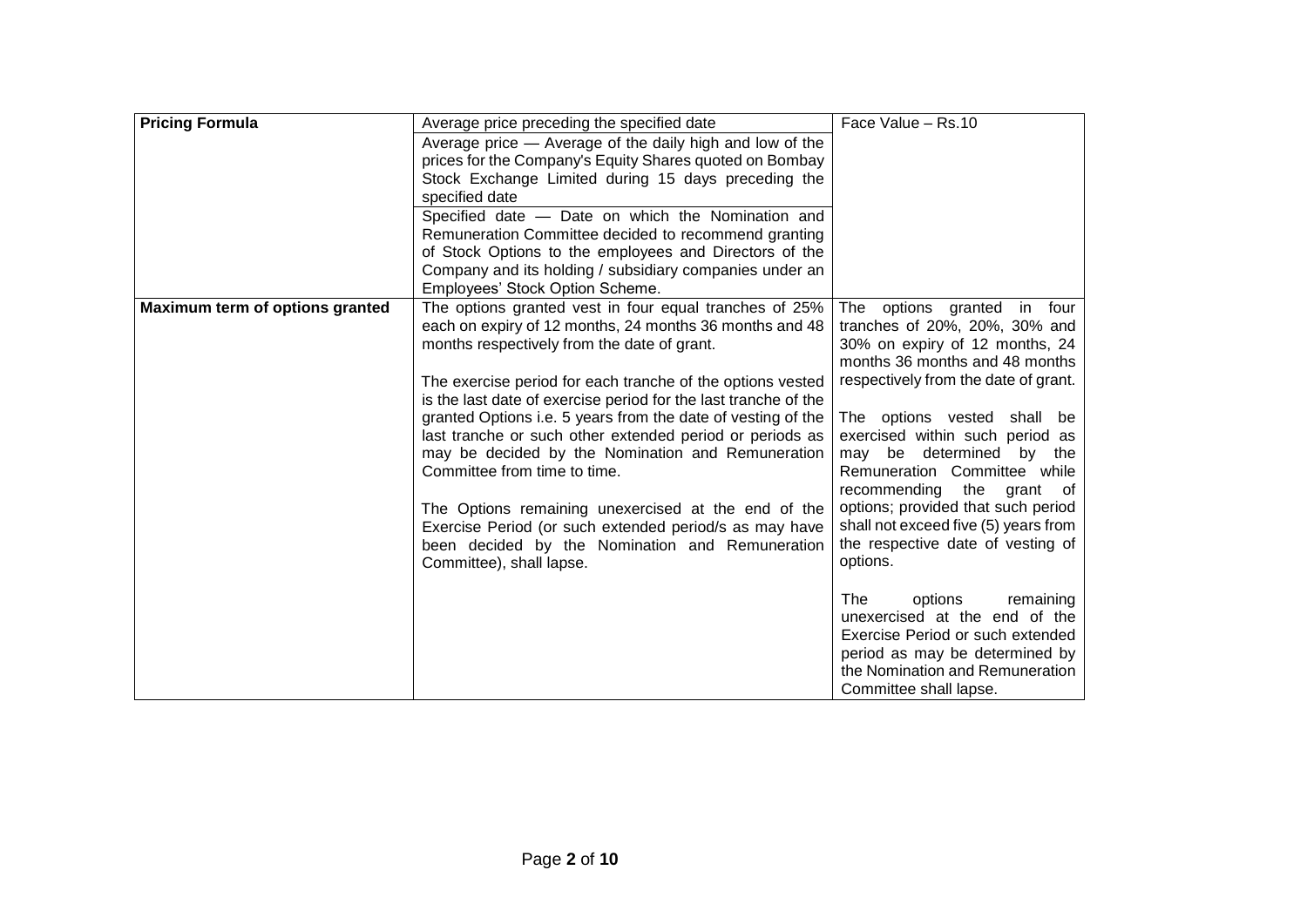| **Pricing Formula** | Average price preceding the specified date<br><br>Average price — Average of the daily high and low of the prices for the Company's Equity Shares quoted on Bombay Stock Exchange Limited during 15 days preceding the specified date<br><br>Specified date — Date on which the Nomination and Remuneration Committee decided to recommend granting of Stock Options to the employees and Directors of the Company and its holding / subsidiary companies under an Employees' Stock Option Scheme. | Face Value – Rs.10 |
|---|---|---|
| **Maximum term of options granted** | The options granted vest in four equal tranches of 25% each on expiry of 12 months, 24 months 36 months and 48 months respectively from the date of grant.<br><br>The exercise period for each tranche of the options vested is the last date of exercise period for the last tranche of the granted Options i.e. 5 years from the date of vesting of the last tranche or such other extended period or periods as may be decided by the Nomination and Remuneration Committee from time to time.<br><br>The Options remaining unexercised at the end of the Exercise Period (or such extended period/s as may have been decided by the Nomination and Remuneration Committee), shall lapse. | The options granted in four tranches of 20%, 20%, 30% and 30% on expiry of 12 months, 24 months 36 months and 48 months respectively from the date of grant.<br><br>The options vested shall be exercised within such period as may be determined by the Remuneration Committee while recommending the grant of options; provided that such period shall not exceed five (5) years from the respective date of vesting of options.<br><br>The options remaining unexercised at the end of the Exercise Period or such extended period as may be determined by the Nomination and Remuneration Committee shall lapse. |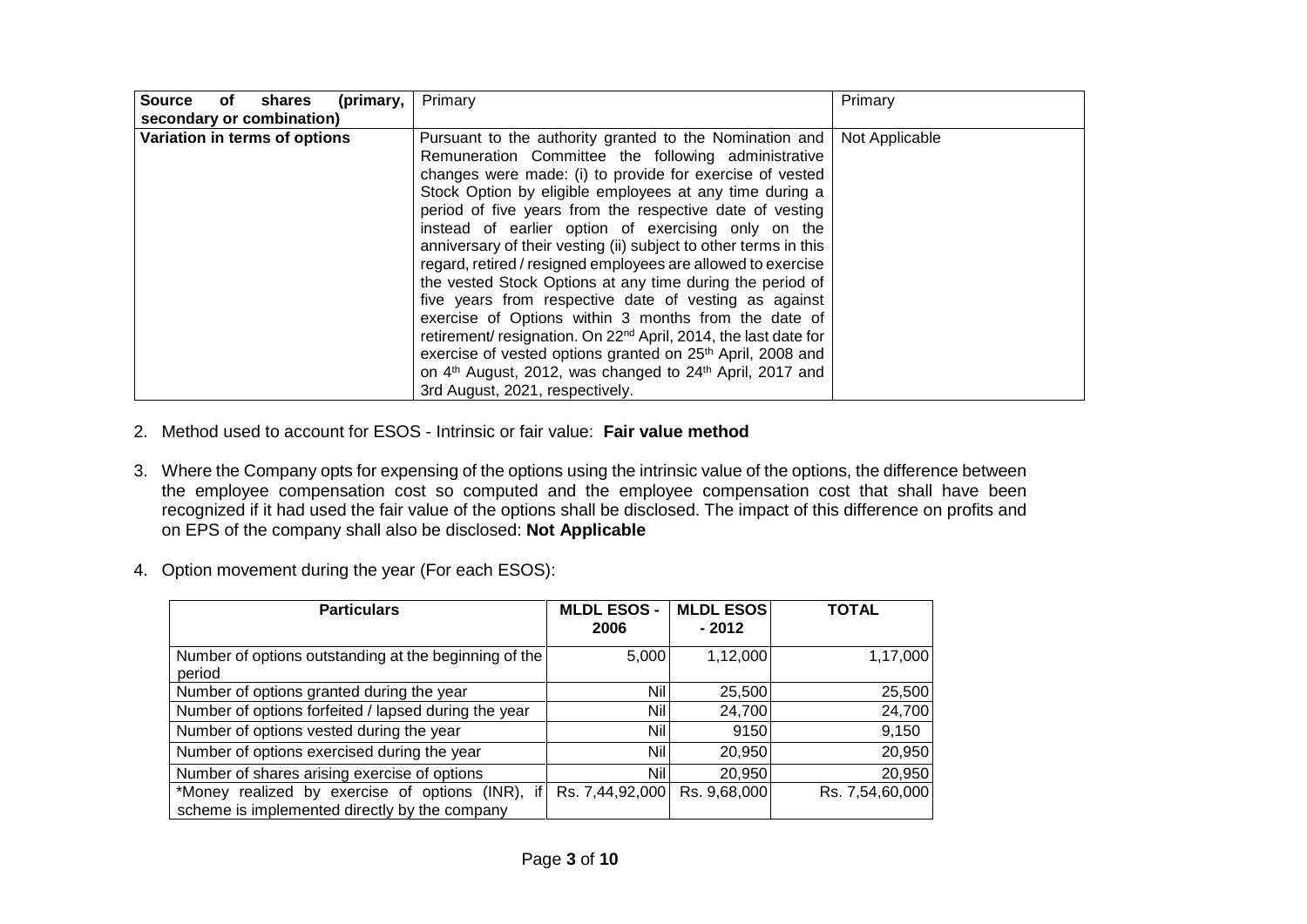| Source of shares (primary, secondary or combination) | Primary | Primary |
|---|---|---|
| Variation in terms of options | Pursuant to the authority granted to the Nomination and Remuneration Committee the following administrative changes were made: (i) to provide for exercise of vested Stock Option by eligible employees at any time during a period of five years from the respective date of vesting instead of earlier option of exercising only on the anniversary of their vesting (ii) subject to other terms in this regard, retired / resigned employees are allowed to exercise the vested Stock Options at any time during the period of five years from respective date of vesting as against exercise of Options within 3 months from the date of retirement/ resignation. On 22nd April, 2014, the last date for exercise of vested options granted on 25th April, 2008 and on 4th August, 2012, was changed to 24th April, 2017 and 3rd August, 2021, respectively. | Not Applicable |

2. Method used to account for ESOS - Intrinsic or fair value: **Fair value method**

3. Where the Company opts for expensing of the options using the intrinsic value of the options, the difference between the employee compensation cost so computed and the employee compensation cost that shall have been recognized if it had used the fair value of the options shall be disclosed. The impact of this difference on profits and on EPS of the company shall also be disclosed: **Not Applicable**

4. Option movement during the year (For each ESOS):

| Particulars | MLDL ESOS - 2006 | MLDL ESOS - 2012 | TOTAL |
|---|---|---|---|
| Number of options outstanding at the beginning of the period | 5,000 | 1,12,000 | 1,17,000 |
| Number of options granted during the year | Nil | 25,500 | 25,500 |
| Number of options forfeited / lapsed during the year | Nil | 24,700 | 24,700 |
| Number of options vested during the year | Nil | 9150 | 9,150 |
| Number of options exercised during the year | Nil | 20,950 | 20,950 |
| Number of shares arising exercise of options | Nil | 20,950 | 20,950 |
| *Money realized by exercise of options (INR), if scheme is implemented directly by the company | Rs. 7,44,92,000 | Rs. 9,68,000 | Rs. 7,54,60,000 |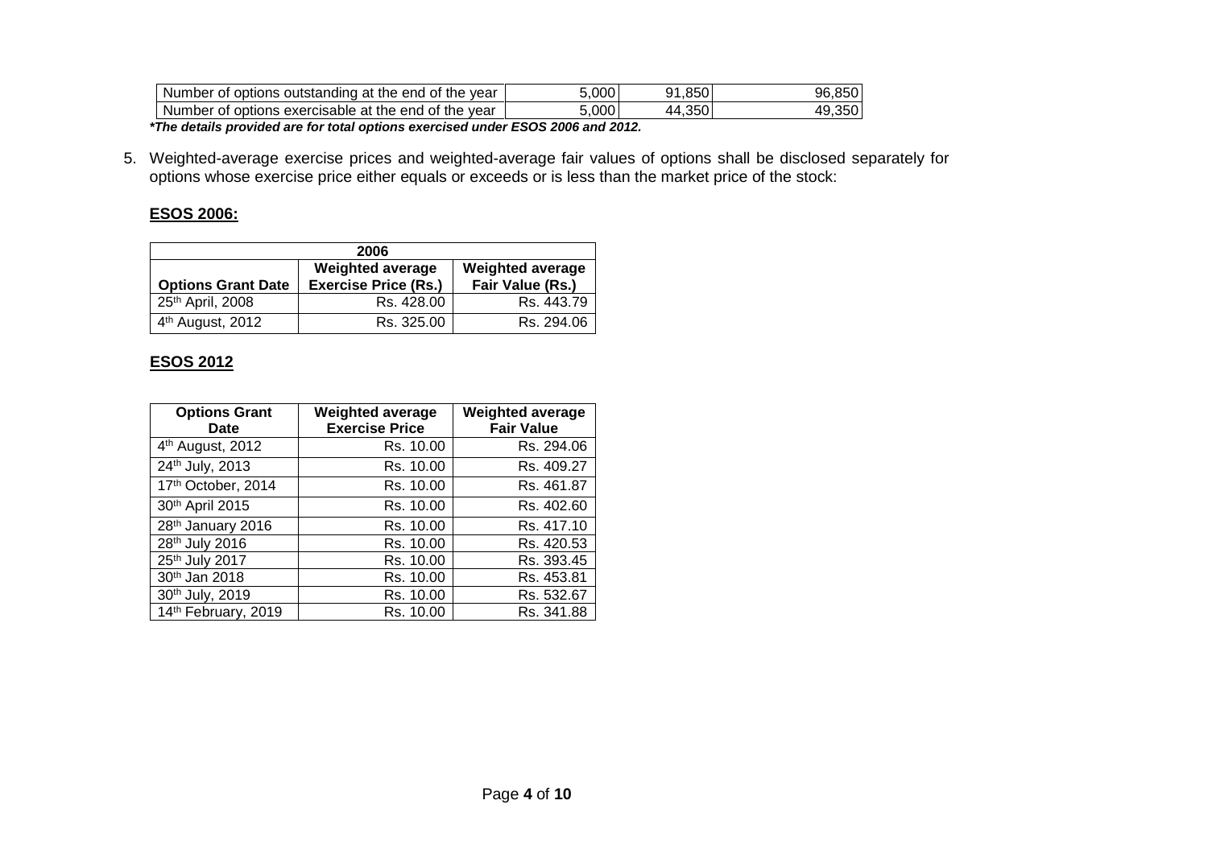| Number of options outstanding at the end of the year | 5,000 | 91,850 | 96,850 |
|---|---|---|---|
| Number of options exercisable at the end of the year | 5,000 | 44,350 | 49,350 |

***The details provided are for total options exercised under ESOS 2006 and 2012.***

5. Weighted-average exercise prices and weighted-average fair values of options shall be disclosed separately for options whose exercise price either equals or exceeds or is less than the market price of the stock:

**ESOS 2006:**

| 2006 | | |
|---|---|---|
| **Options Grant Date** | **Weighted average Exercise Price (Rs.)** | **Weighted average Fair Value (Rs.)** |
| 25th April, 2008 | Rs. 428.00 | Rs. 443.79 |
| 4th August, 2012 | Rs. 325.00 | Rs. 294.06 |

**ESOS 2012**

| Options Grant Date | Weighted average Exercise Price | Weighted average Fair Value |
|---|---|---|
| 4th August, 2012 | Rs. 10.00 | Rs. 294.06 |
| 24th July, 2013 | Rs. 10.00 | Rs. 409.27 |
| 17th October, 2014 | Rs. 10.00 | Rs. 461.87 |
| 30th April 2015 | Rs. 10.00 | Rs. 402.60 |
| 28th January 2016 | Rs. 10.00 | Rs. 417.10 |
| 28th July 2016 | Rs. 10.00 | Rs. 420.53 |
| 25th July 2017 | Rs. 10.00 | Rs. 393.45 |
| 30th Jan 2018 | Rs. 10.00 | Rs. 453.81 |
| 30th July, 2019 | Rs. 10.00 | Rs. 532.67 |
| 14th February, 2019 | Rs. 10.00 | Rs. 341.88 |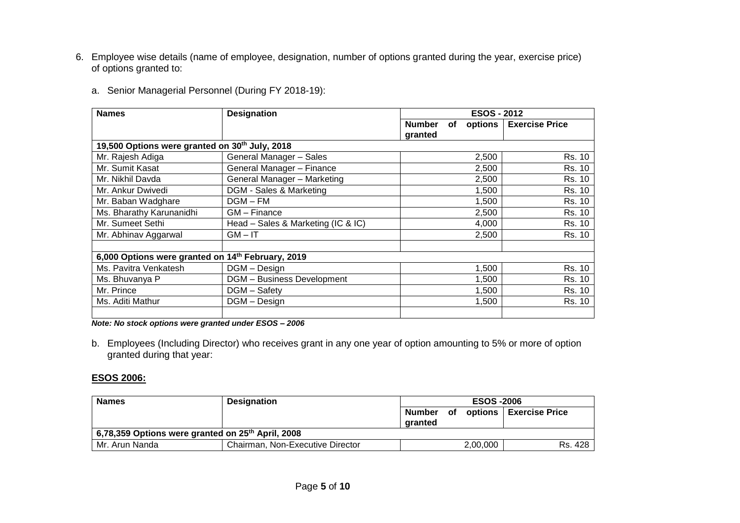6. Employee wise details (name of employee, designation, number of options granted during the year, exercise price) of options granted to:

   a. Senior Managerial Personnel (During FY 2018-19):

| **Names** | **Designation** | **ESOS - 2012** | |
|---|---|---|---|
| | | **Number of options granted** | **Exercise Price** |
| **19,500 Options were granted on 30th July, 2018** | | | |
| Mr. Rajesh Adiga | General Manager – Sales | 2,500 | Rs. 10 |
| Mr. Sumit Kasat | General Manager – Finance | 2,500 | Rs. 10 |
| Mr. Nikhil Davda | General Manager – Marketing | 2,500 | Rs. 10 |
| Mr. Ankur Dwivedi | DGM - Sales & Marketing | 1,500 | Rs. 10 |
| Mr. Baban Wadghare | DGM – FM | 1,500 | Rs. 10 |
| Ms. Bharathy Karunanidhi | GM – Finance | 2,500 | Rs. 10 |
| Mr. Sumeet Sethi | Head – Sales & Marketing (IC & IC) | 4,000 | Rs. 10 |
| Mr. Abhinav Aggarwal | GM – IT | 2,500 | Rs. 10 |
| | | | |
| **6,000 Options were granted on 14th February, 2019** | | | |
| Ms. Pavitra Venkatesh | DGM – Design | 1,500 | Rs. 10 |
| Ms. Bhuvanya P | DGM – Business Development | 1,500 | Rs. 10 |
| Mr. Prince | DGM – Safety | 1,500 | Rs. 10 |
| Ms. Aditi Mathur | DGM – Design | 1,500 | Rs. 10 |
| | | | |

***Note: No stock options were granted under ESOS – 2006***

   b. Employees (Including Director) who receives grant in any one year of option amounting to 5% or more of option granted during that year:

**<u>ESOS 2006:</u>**

| **Names** | **Designation** | **ESOS -2006** | |
|---|---|---|---|
| | | **Number of options granted** | **Exercise Price** |
| **6,78,359 Options were granted on 25th April, 2008** | | | |
| Mr. Arun Nanda | Chairman, Non-Executive Director | 2,00,000 | Rs. 428 |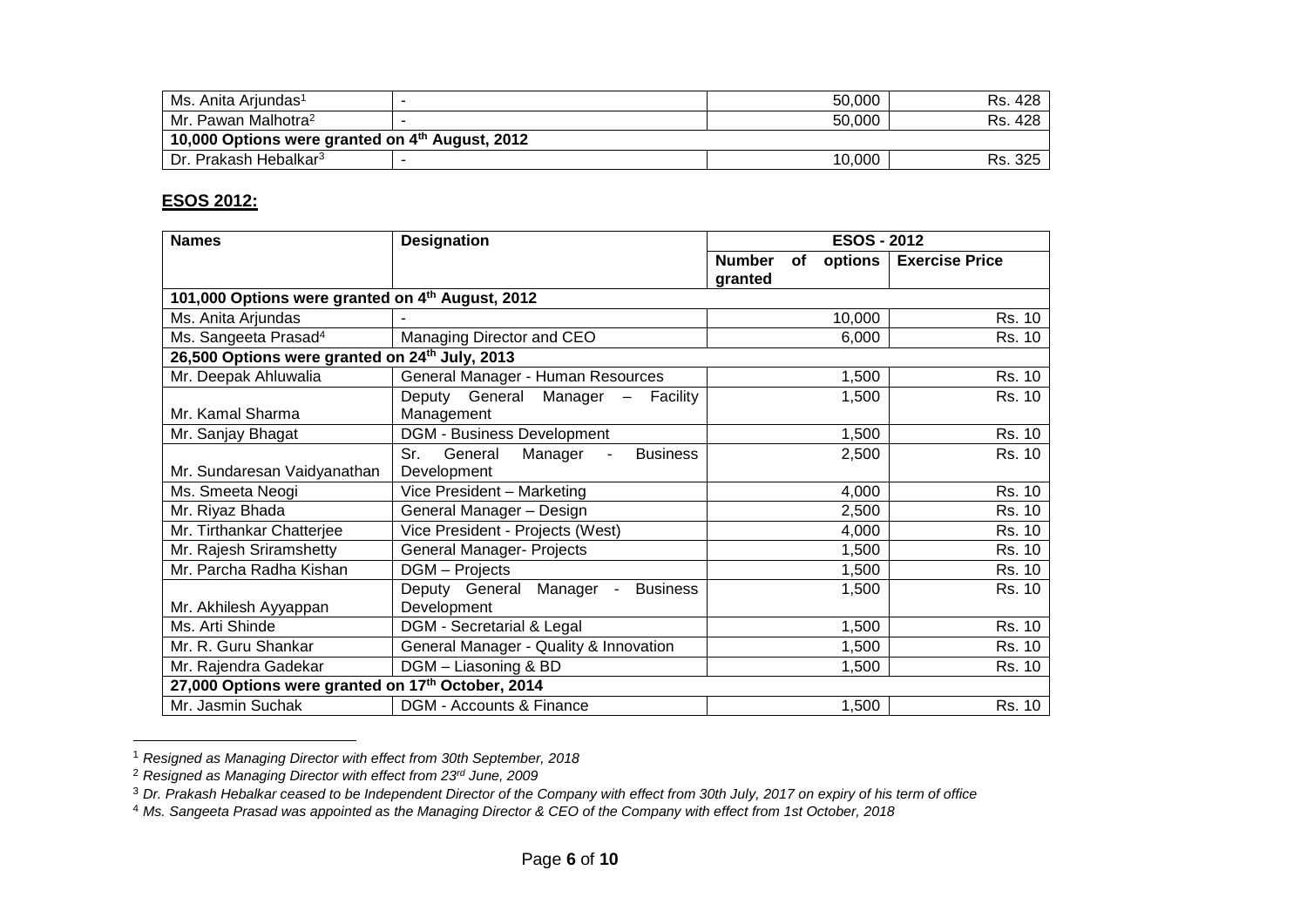| | | | |
|---|---|---|---|
| Ms. Anita Arjundas[1] | - | 50,000 | Rs. 428 |
| Mr. Pawan Malhotra[2] | - | 50,000 | Rs. 428 |
| **10,000 Options were granted on 4th August, 2012** | | | |
| Dr. Prakash Hebalkar[3] | - | 10,000 | Rs. 325 |

## ESOS 2012:

| Names | Designation | ESOS - 2012 | |
|---|---|---|---|
| | | **Number of options granted** | **Exercise Price** |
| **101,000 Options were granted on 4th August, 2012** | | | |
| Ms. Anita Arjundas | - | 10,000 | Rs. 10 |
| Ms. Sangeeta Prasad[4] | Managing Director and CEO | 6,000 | Rs. 10 |
| **26,500 Options were granted on 24th July, 2013** | | | |
| Mr. Deepak Ahluwalia | General Manager - Human Resources | 1,500 | Rs. 10 |
| Mr. Kamal Sharma | Deputy General Manager – Facility Management | 1,500 | Rs. 10 |
| Mr. Sanjay Bhagat | DGM - Business Development | 1,500 | Rs. 10 |
| Mr. Sundaresan Vaidyanathan | Sr. General Manager - Business Development | 2,500 | Rs. 10 |
| Ms. Smeeta Neogi | Vice President – Marketing | 4,000 | Rs. 10 |
| Mr. Riyaz Bhada | General Manager – Design | 2,500 | Rs. 10 |
| Mr. Tirthankar Chatterjee | Vice President - Projects (West) | 4,000 | Rs. 10 |
| Mr. Rajesh Sriramshetty | General Manager- Projects | 1,500 | Rs. 10 |
| Mr. Parcha Radha Kishan | DGM – Projects | 1,500 | Rs. 10 |
| Mr. Akhilesh Ayyappan | Deputy General Manager - Business Development | 1,500 | Rs. 10 |
| Ms. Arti Shinde | DGM - Secretarial & Legal | 1,500 | Rs. 10 |
| Mr. R. Guru Shankar | General Manager - Quality & Innovation | 1,500 | Rs. 10 |
| Mr. Rajendra Gadekar | DGM – Liasoning & BD | 1,500 | Rs. 10 |
| **27,000 Options were granted on 17th October, 2014** | | | |
| Mr. Jasmin Suchak | DGM - Accounts & Finance | 1,500 | Rs. 10 |

[1] *Resigned as Managing Director with effect from 30th September, 2018*

[2] *Resigned as Managing Director with effect from 23rd June, 2009*

[3] *Dr. Prakash Hebalkar ceased to be Independent Director of the Company with effect from 30th July, 2017 on expiry of his term of office*

[4] *Ms. Sangeeta Prasad was appointed as the Managing Director & CEO of the Company with effect from 1st October, 2018*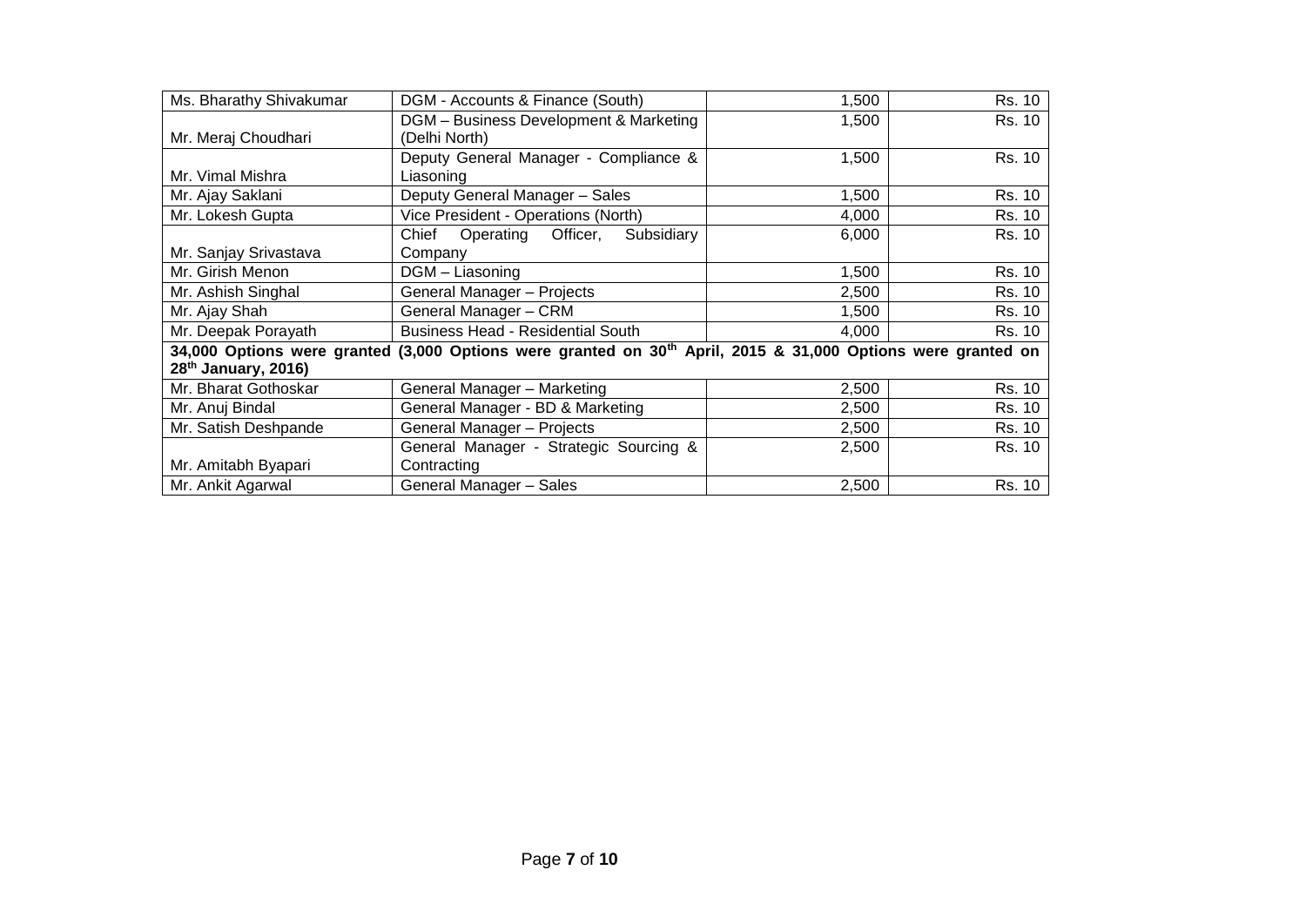| | | | |
|---|---|---|---|
| Ms. Bharathy Shivakumar | DGM - Accounts & Finance (South) | 1,500 | Rs. 10 |
| Mr. Meraj Choudhari | DGM – Business Development & Marketing (Delhi North) | 1,500 | Rs. 10 |
| Mr. Vimal Mishra | Deputy General Manager - Compliance & Liasoning | 1,500 | Rs. 10 |
| Mr. Ajay Saklani | Deputy General Manager – Sales | 1,500 | Rs. 10 |
| Mr. Lokesh Gupta | Vice President - Operations (North) | 4,000 | Rs. 10 |
| Mr. Sanjay Srivastava | Chief Operating Officer, Subsidiary Company | 6,000 | Rs. 10 |
| Mr. Girish Menon | DGM – Liasoning | 1,500 | Rs. 10 |
| Mr. Ashish Singhal | General Manager – Projects | 2,500 | Rs. 10 |
| Mr. Ajay Shah | General Manager – CRM | 1,500 | Rs. 10 |
| Mr. Deepak Porayath | Business Head - Residential South | 4,000 | Rs. 10 |
| **34,000 Options were granted (3,000 Options were granted on 30th April, 2015 & 31,000 Options were granted on 28th January, 2016)** | | | |
| Mr. Bharat Gothoskar | General Manager – Marketing | 2,500 | Rs. 10 |
| Mr. Anuj Bindal | General Manager - BD & Marketing | 2,500 | Rs. 10 |
| Mr. Satish Deshpande | General Manager – Projects | 2,500 | Rs. 10 |
| Mr. Amitabh Byapari | General Manager - Strategic Sourcing & Contracting | 2,500 | Rs. 10 |
| Mr. Ankit Agarwal | General Manager – Sales | 2,500 | Rs. 10 |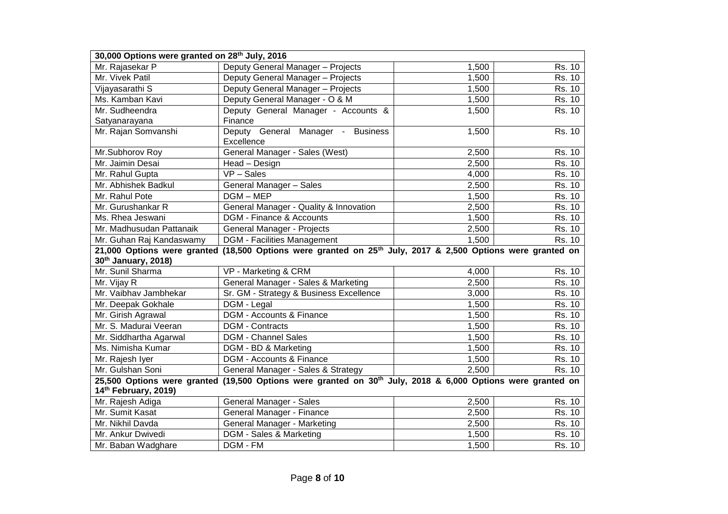| 30,000 Options were granted on 28th July, 2016 | | | |
|---|---|---|---|
| Mr. Rajasekar P | Deputy General Manager – Projects | 1,500 | Rs. 10 |
| Mr. Vivek Patil | Deputy General Manager – Projects | 1,500 | Rs. 10 |
| Vijayasarathi S | Deputy General Manager – Projects | 1,500 | Rs. 10 |
| Ms. Kamban Kavi | Deputy General Manager - O & M | 1,500 | Rs. 10 |
| Mr. Sudheendra Satyanarayana | Deputy General Manager - Accounts & Finance | 1,500 | Rs. 10 |
| Mr. Rajan Somvanshi | Deputy General Manager - Business Excellence | 1,500 | Rs. 10 |
| Mr.Subhorov Roy | General Manager - Sales (West) | 2,500 | Rs. 10 |
| Mr. Jaimin Desai | Head – Design | 2,500 | Rs. 10 |
| Mr. Rahul Gupta | VP – Sales | 4,000 | Rs. 10 |
| Mr. Abhishek Badkul | General Manager – Sales | 2,500 | Rs. 10 |
| Mr. Rahul Pote | DGM – MEP | 1,500 | Rs. 10 |
| Mr. Gurushankar R | General Manager - Quality & Innovation | 2,500 | Rs. 10 |
| Ms. Rhea Jeswani | DGM - Finance & Accounts | 1,500 | Rs. 10 |
| Mr. Madhusudan Pattanaik | General Manager - Projects | 2,500 | Rs. 10 |
| Mr. Guhan Raj Kandaswamy | DGM - Facilities Management | 1,500 | Rs. 10 |
| **21,000 Options were granted (18,500 Options were granted on 25th July, 2017 & 2,500 Options were granted on 30th January, 2018)** | | | |
| Mr. Sunil Sharma | VP - Marketing & CRM | 4,000 | Rs. 10 |
| Mr. Vijay R | General Manager - Sales & Marketing | 2,500 | Rs. 10 |
| Mr. Vaibhav Jambhekar | Sr. GM - Strategy & Business Excellence | 3,000 | Rs. 10 |
| Mr. Deepak Gokhale | DGM - Legal | 1,500 | Rs. 10 |
| Mr. Girish Agrawal | DGM - Accounts & Finance | 1,500 | Rs. 10 |
| Mr. S. Madurai Veeran | DGM - Contracts | 1,500 | Rs. 10 |
| Mr. Siddhartha Agarwal | DGM - Channel Sales | 1,500 | Rs. 10 |
| Ms. Nimisha Kumar | DGM - BD & Marketing | 1,500 | Rs. 10 |
| Mr. Rajesh Iyer | DGM - Accounts & Finance | 1,500 | Rs. 10 |
| Mr. Gulshan Soni | General Manager - Sales & Strategy | 2,500 | Rs. 10 |
| **25,500 Options were granted (19,500 Options were granted on 30th July, 2018 & 6,000 Options were granted on 14th February, 2019)** | | | |
| Mr. Rajesh Adiga | General Manager - Sales | 2,500 | Rs. 10 |
| Mr. Sumit Kasat | General Manager - Finance | 2,500 | Rs. 10 |
| Mr. Nikhil Davda | General Manager - Marketing | 2,500 | Rs. 10 |
| Mr. Ankur Dwivedi | DGM - Sales & Marketing | 1,500 | Rs. 10 |
| Mr. Baban Wadghare | DGM - FM | 1,500 | Rs. 10 |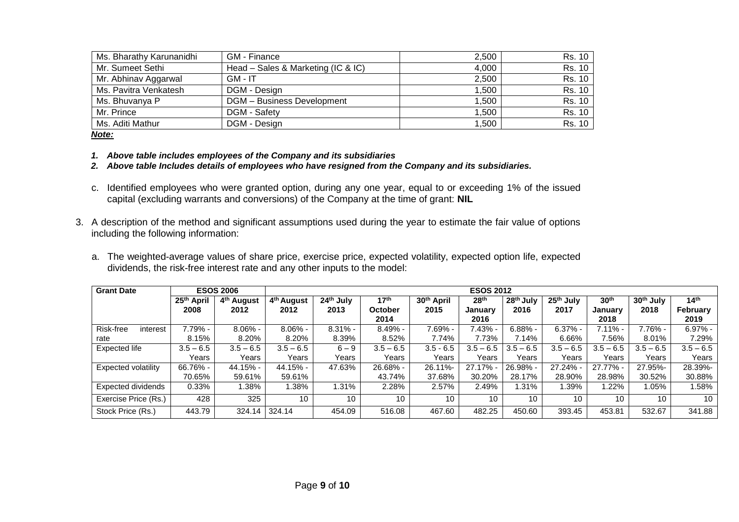| Ms. Bharathy Karunanidhi | GM - Finance | 2,500 | Rs. 10 |
|---|---|---|---|
| Mr. Sumeet Sethi | Head – Sales & Marketing (IC & IC) | 4,000 | Rs. 10 |
| Mr. Abhinav Aggarwal | GM - IT | 2,500 | Rs. 10 |
| Ms. Pavitra Venkatesh | DGM - Design | 1,500 | Rs. 10 |
| Ms. Bhuvanya P | DGM – Business Development | 1,500 | Rs. 10 |
| Mr. Prince | DGM - Safety | 1,500 | Rs. 10 |
| Ms. Aditi Mathur | DGM - Design | 1,500 | Rs. 10 |

***Note:***

1. ***Above table includes employees of the Company and its subsidiaries***
2. ***Above table Includes details of employees who have resigned from the Company and its subsidiaries.***

c. Identified employees who were granted option, during any one year, equal to or exceeding 1% of the issued capital (excluding warrants and conversions) of the Company at the time of grant: **NIL**

3. A description of the method and significant assumptions used during the year to estimate the fair value of options including the following information:

a. The weighted-average values of share price, exercise price, expected volatility, expected option life, expected dividends, the risk-free interest rate and any other inputs to the model:

| **Grant Date** | **ESOS 2006** | | **ESOS 2012** | | | | | | | | | |
|---|---|---|---|---|---|---|---|---|---|---|---|---|
| | **25th April 2008** | **4th August 2012** | **4th August 2012** | **24th July 2013** | **17th October 2014** | **30th April 2015** | **28th January 2016** | **28th July 2016** | **25th July 2017** | **30th January 2018** | **30th July 2018** | **14th February 2019** |
| Risk-free interest rate | 7.79% - 8.15% | 8.06% - 8.20% | 8.06% - 8.20% | 8.31% - 8.39% | 8.49% - 8.52% | 7.69% - 7.74% | 7.43% - 7.73% | 6.88% - 7.14% | 6.37% - 6.66% | 7.11% - 7.56% | 7.76% - 8.01% | 6.97% - 7.29% |
| Expected life | 3.5 – 6.5 Years | 3.5 – 6.5 Years | 3.5 – 6.5 Years | 6 – 9 Years | 3.5 – 6.5 Years | 3.5 - 6.5 Years | 3.5 – 6.5 Years | 3.5 – 6.5 Years | 3.5 – 6.5 Years | 3.5 – 6.5 Years | 3.5 – 6.5 Years | 3.5 – 6.5 Years |
| Expected volatility | 66.76% - 70.65% | 44.15% - 59.61% | 44.15% - 59.61% | 47.63% | 26.68% - 43.74% | 26.11%- 37.68% | 27.17% - 30.20% | 26.98% - 28.17% | 27.24% - 28.90% | 27.77% - 28.98% | 27.95%- 30.52% | 28.39%- 30.88% |
| Expected dividends | 0.33% | 1.38% | 1.38% | 1.31% | 2.28% | 2.57% | 2.49% | 1.31% | 1.39% | 1.22% | 1.05% | 1.58% |
| Exercise Price (Rs.) | 428 | 325 | 10 | 10 | 10 | 10 | 10 | 10 | 10 | 10 | 10 | 10 |
| Stock Price (Rs.) | 443.79 | 324.14 | 324.14 | 454.09 | 516.08 | 467.60 | 482.25 | 450.60 | 393.45 | 453.81 | 532.67 | 341.88 |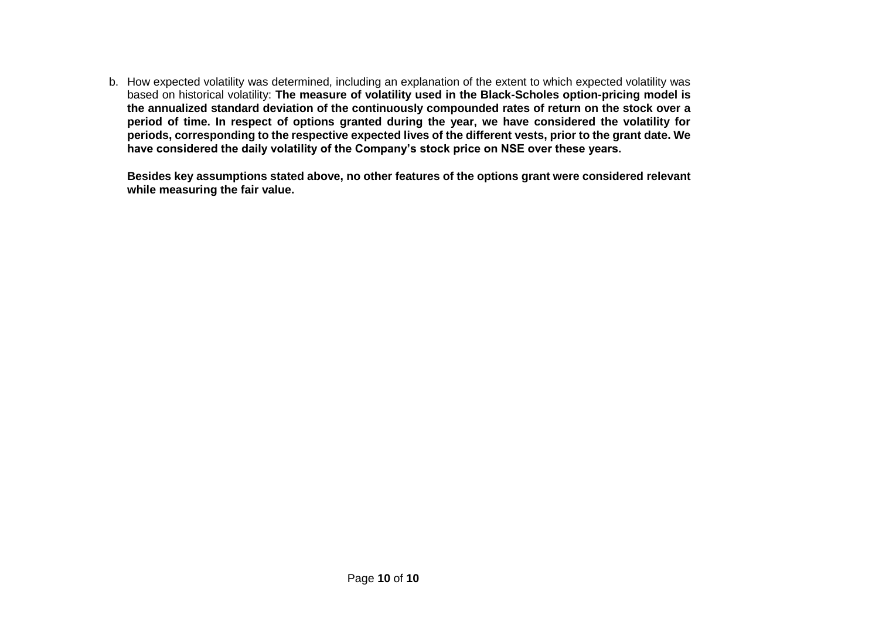b. How expected volatility was determined, including an explanation of the extent to which expected volatility was based on historical volatility: **The measure of volatility used in the Black-Scholes option-pricing model is the annualized standard deviation of the continuously compounded rates of return on the stock over a period of time. In respect of options granted during the year, we have considered the volatility for periods, corresponding to the respective expected lives of the different vests, prior to the grant date. We have considered the daily volatility of the Company's stock price on NSE over these years.**

   **Besides key assumptions stated above, no other features of the options grant were considered relevant while measuring the fair value.**